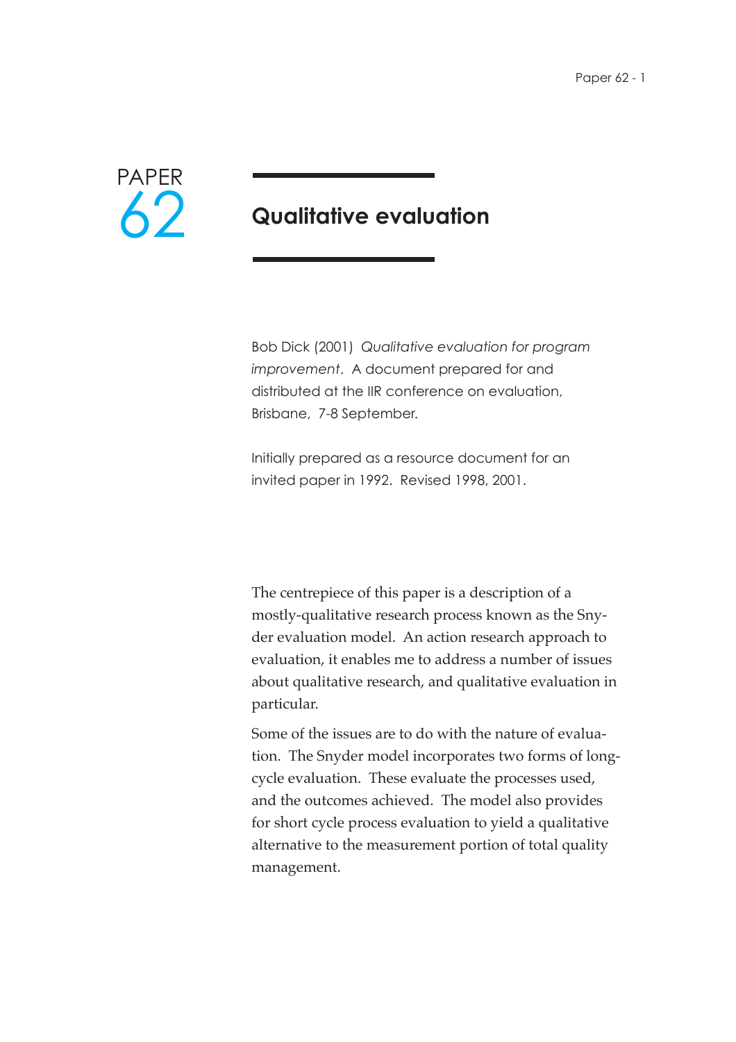PAPER 62

# Qualitative evaluation

Bob Dick (2001) *Qualitative evaluation for program improvement*. A document prepared for and distributed at the IIR conference on evaluation, Brisbane, 7-8 September.

Initially prepared as a resource document for an invited paper in 1992. Revised 1998, 2001.

The centrepiece of this paper is a description of a mostly-qualitative research process known as the Snyder evaluation model. An action research approach to evaluation, it enables me to address a number of issues about qualitative research, and qualitative evaluation in particular.

Some of the issues are to do with the nature of evaluation. The Snyder model incorporates two forms of long-cycle evaluation. These evaluate the processes used, and the outcomes achieved. The model also provides for short cycle process evaluation to yield a qualitative alternative to the measurement portion of total quality management.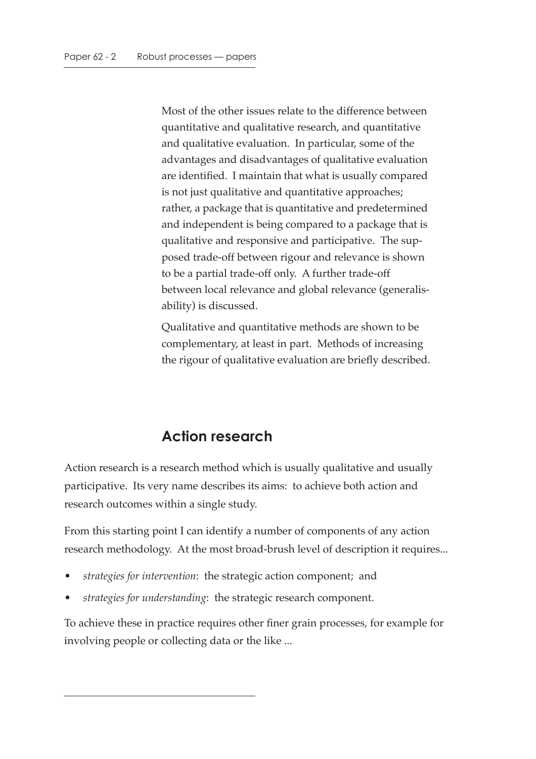Most of the other issues relate to the difference between quantitative and qualitative research, and quantitative and qualitative evaluation. In particular, some of the advantages and disadvantages of qualitative evaluation are identified. I maintain that what is usually compared is not just qualitative and quantitative approaches; rather, a package that is quantitative and predetermined and independent is being compared to a package that is qualitative and responsive and participative. The supposed trade-off between rigour and relevance is shown to be a partial trade-off only. A further trade-off between local relevance and global relevance (generalisability) is discussed.

Qualitative and quantitative methods are shown to be complementary, at least in part. Methods of increasing the rigour of qualitative evaluation are briefly described.

## Action research

Action research is a research method which is usually qualitative and usually participative. Its very name describes its aims: to achieve both action and research outcomes within a single study.

From this starting point I can identify a number of components of any action research methodology. At the most broad-brush level of description it requires...

- *strategies for intervention*: the strategic action component; and
- *strategies for understanding*: the strategic research component.

To achieve these in practice requires other finer grain processes, for example for involving people or collecting data or the like ...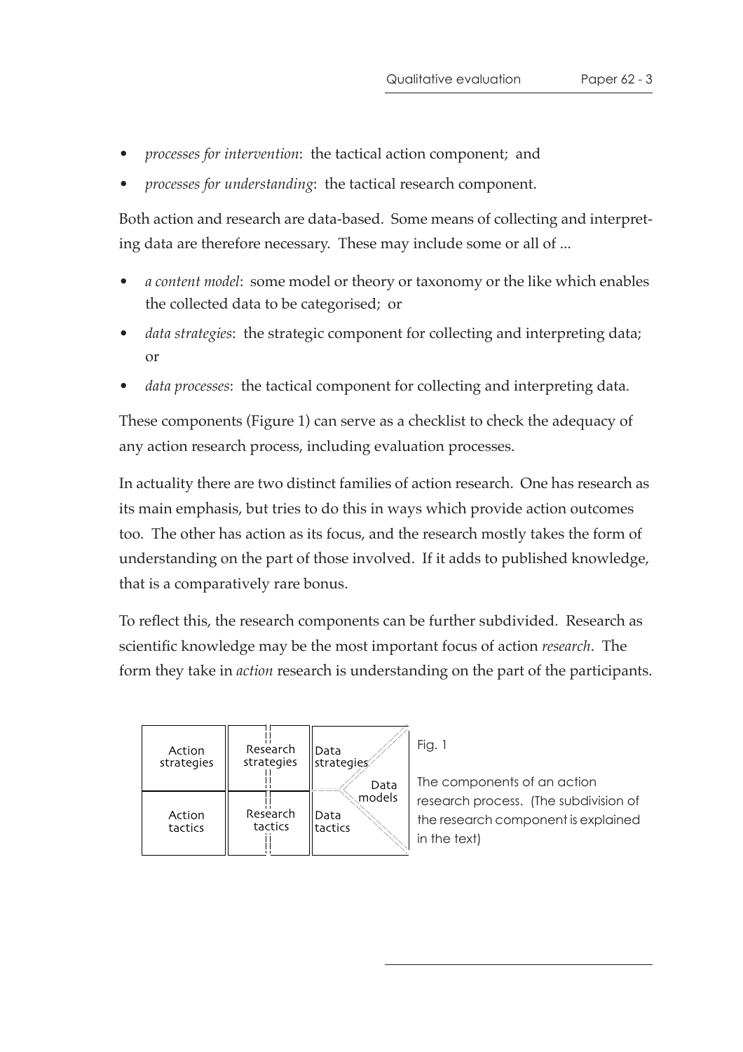- *processes for intervention*: the tactical action component; and
- *processes for understanding*: the tactical research component.

Both action and research are data-based. Some means of collecting and interpreting data are therefore necessary. These may include some or all of ...

- *a content model*: some model or theory or taxonomy or the like which enables the collected data to be categorised; or
- *data strategies*: the strategic component for collecting and interpreting data; or
- *data processes*: the tactical component for collecting and interpreting data.

These components (Figure 1) can serve as a checklist to check the adequacy of any action research process, including evaluation processes.

In actuality there are two distinct families of action research. One has research as its main emphasis, but tries to do this in ways which provide action outcomes too. The other has action as its focus, and the research mostly takes the form of understanding on the part of those involved. If it adds to published knowledge, that is a comparatively rare bonus.

To reflect this, the research components can be further subdivided. Research as scientific knowledge may be the most important focus of action *research*. The form they take in *action* research is understanding on the part of the participants.

| Action strategies | Research strategies | Data strategies | Data models |
|---|---|---|---|
| Action tactics | Research tactics | Data tactics | |

Fig. 1

The components of an action research process. (The subdivision of the research component is explained in the text)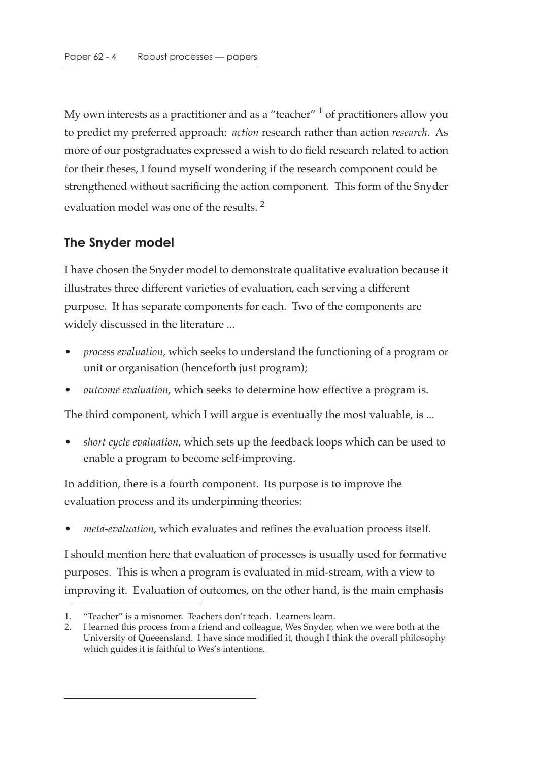My own interests as a practitioner and as a "teacher" [1] of practitioners allow you to predict my preferred approach: *action* research rather than action *research*. As more of our postgraduates expressed a wish to do field research related to action for their theses, I found myself wondering if the research component could be strengthened without sacrificing the action component. This form of the Snyder evaluation model was one of the results. [2]

## The Snyder model

I have chosen the Snyder model to demonstrate qualitative evaluation because it illustrates three different varieties of evaluation, each serving a different purpose. It has separate components for each. Two of the components are widely discussed in the literature ...

- *process evaluation*, which seeks to understand the functioning of a program or unit or organisation (henceforth just program);
- *outcome evaluation*, which seeks to determine how effective a program is.

The third component, which I will argue is eventually the most valuable, is ...

- *short cycle evaluation*, which sets up the feedback loops which can be used to enable a program to become self-improving.

In addition, there is a fourth component. Its purpose is to improve the evaluation process and its underpinning theories:

- *meta-evaluation*, which evaluates and refines the evaluation process itself.

I should mention here that evaluation of processes is usually used for formative purposes. This is when a program is evaluated in mid-stream, with a view to improving it. Evaluation of outcomes, on the other hand, is the main emphasis

1. "Teacher" is a misnomer. Teachers don't teach. Learners learn.
2. I learned this process from a friend and colleague, Wes Snyder, when we were both at the University of Queeensland. I have since modified it, though I think the overall philosophy which guides it is faithful to Wes's intentions.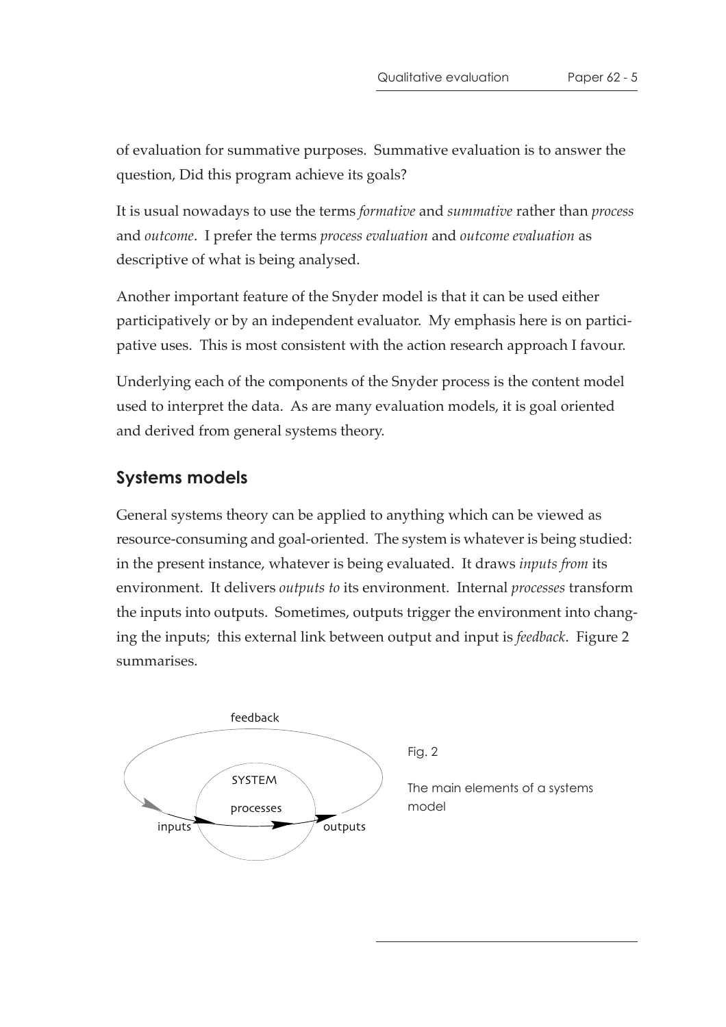of evaluation for summative purposes. Summative evaluation is to answer the question, Did this program achieve its goals?

It is usual nowadays to use the terms *formative* and *summative* rather than *process* and *outcome*. I prefer the terms *process evaluation* and *outcome evaluation* as descriptive of what is being analysed.

Another important feature of the Snyder model is that it can be used either participatively or by an independent evaluator. My emphasis here is on participative uses. This is most consistent with the action research approach I favour.

Underlying each of the components of the Snyder process is the content model used to interpret the data. As are many evaluation models, it is goal oriented and derived from general systems theory.

## Systems models

General systems theory can be applied to anything which can be viewed as resource-consuming and goal-oriented. The system is whatever is being studied: in the present instance, whatever is being evaluated. It draws *inputs from* its environment. It delivers *outputs to* its environment. Internal *processes* transform the inputs into outputs. Sometimes, outputs trigger the environment into changing the inputs; this external link between output and input is *feedback*. Figure 2 summarises.

Fig. 2

The main elements of a systems model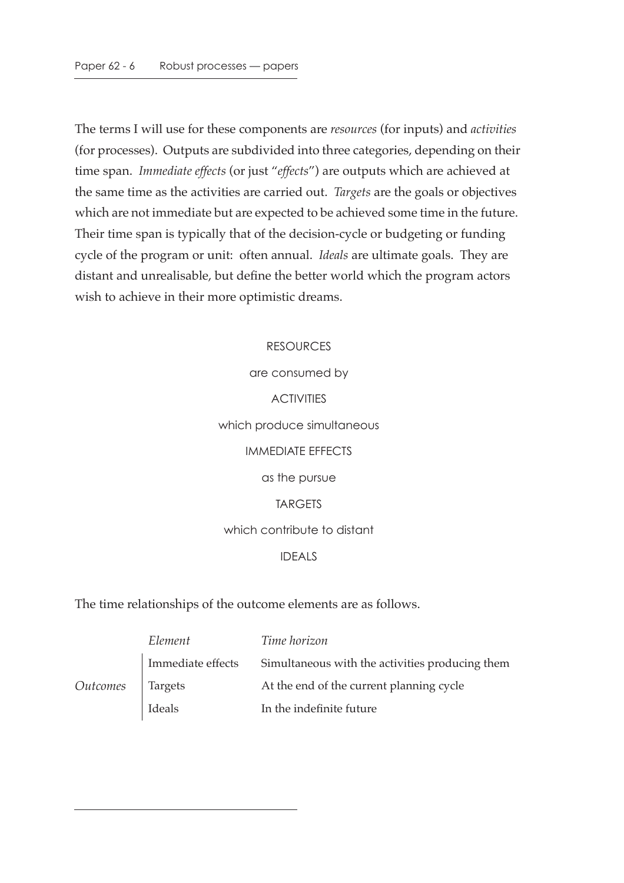The terms I will use for these components are *resources* (for inputs) and *activities* (for processes). Outputs are subdivided into three categories, depending on their time span. *Immediate effects* (or just "*effects*") are outputs which are achieved at the same time as the activities are carried out. *Targets* are the goals or objectives which are not immediate but are expected to be achieved some time in the future. Their time span is typically that of the decision-cycle or budgeting or funding cycle of the program or unit: often annual. *Ideals* are ultimate goals. They are distant and unrealisable, but define the better world which the program actors wish to achieve in their more optimistic dreams.

RESOURCES

are consumed by

ACTIVITIES

which produce simultaneous

IMMEDIATE EFFECTS

as the pursue

TARGETS

which contribute to distant

IDEALS

The time relationships of the outcome elements are as follows.

| | *Element* | *Time horizon* |
|---|---|---|
| | Immediate effects | Simultaneous with the activities producing them |
| *Outcomes* | Targets | At the end of the current planning cycle |
| | Ideals | In the indefinite future |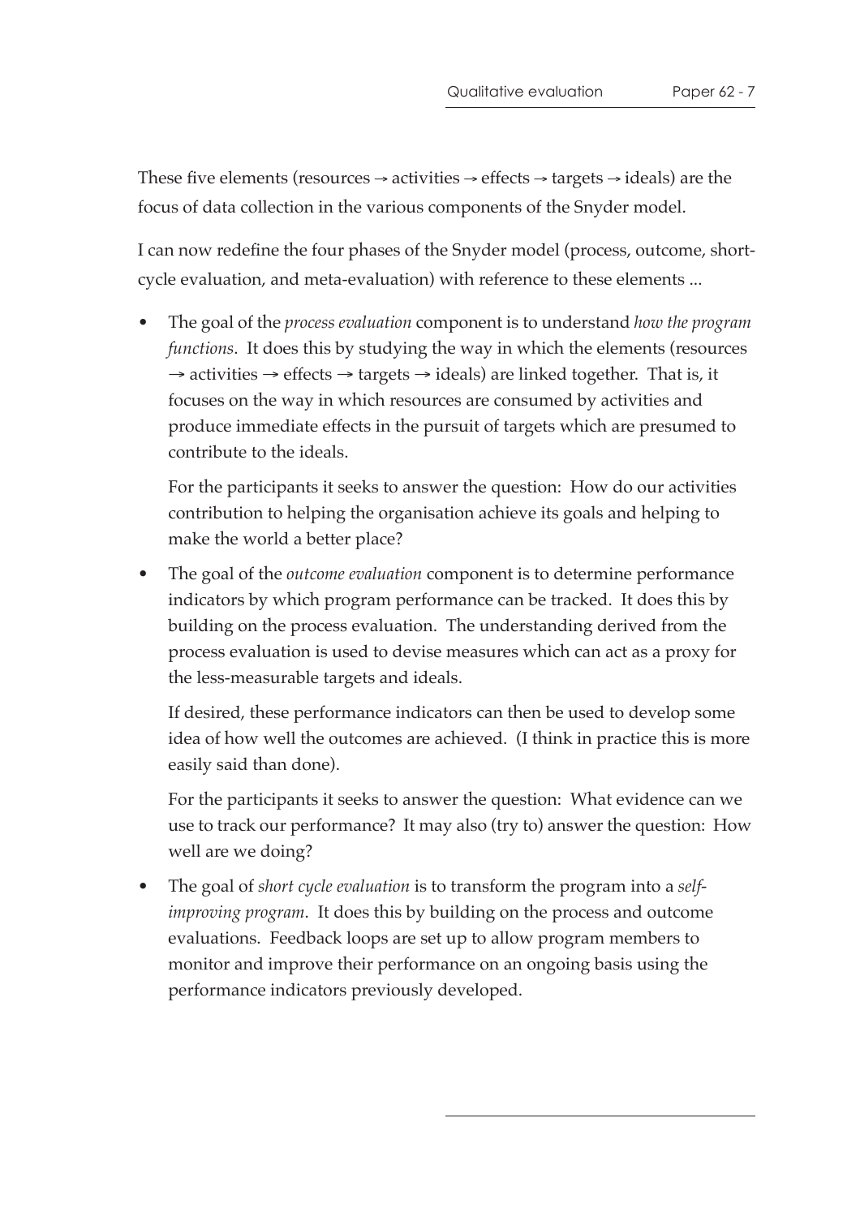These five elements (resources → activities → effects → targets → ideals) are the focus of data collection in the various components of the Snyder model.

I can now redefine the four phases of the Snyder model (process, outcome, short-cycle evaluation, and meta-evaluation) with reference to these elements ...

- The goal of the *process evaluation* component is to understand *how the program functions*. It does this by studying the way in which the elements (resources → activities → effects → targets → ideals) are linked together. That is, it focuses on the way in which resources are consumed by activities and produce immediate effects in the pursuit of targets which are presumed to contribute to the ideals.

  For the participants it seeks to answer the question: How do our activities contribution to helping the organisation achieve its goals and helping to make the world a better place?

- The goal of the *outcome evaluation* component is to determine performance indicators by which program performance can be tracked. It does this by building on the process evaluation. The understanding derived from the process evaluation is used to devise measures which can act as a proxy for the less-measurable targets and ideals.

  If desired, these performance indicators can then be used to develop some idea of how well the outcomes are achieved. (I think in practice this is more easily said than done).

  For the participants it seeks to answer the question: What evidence can we use to track our performance? It may also (try to) answer the question: How well are we doing?

- The goal of *short cycle evaluation* is to transform the program into a *self-improving program*. It does this by building on the process and outcome evaluations. Feedback loops are set up to allow program members to monitor and improve their performance on an ongoing basis using the performance indicators previously developed.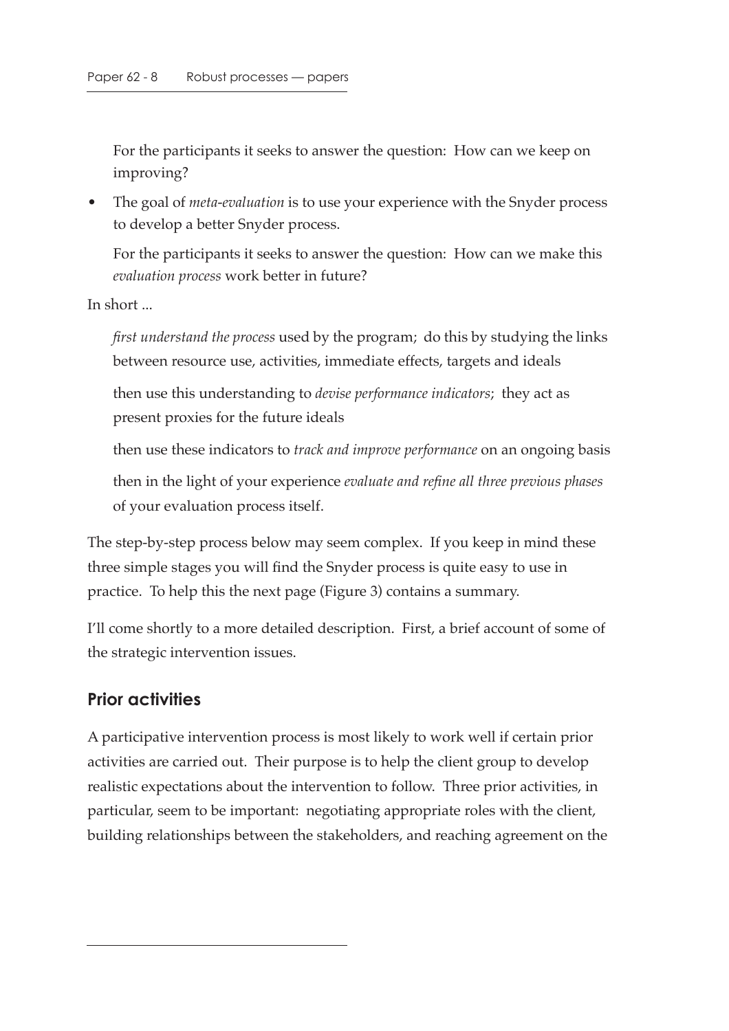For the participants it seeks to answer the question: How can we keep on improving?

- The goal of *meta-evaluation* is to use your experience with the Snyder process to develop a better Snyder process.

  For the participants it seeks to answer the question: How can we make this *evaluation process* work better in future?

In short ...

> *first understand the process* used by the program; do this by studying the links between resource use, activities, immediate effects, targets and ideals
>
> then use this understanding to *devise performance indicators*; they act as present proxies for the future ideals
>
> then use these indicators to *track and improve performance* on an ongoing basis
>
> then in the light of your experience *evaluate and refine all three previous phases* of your evaluation process itself.

The step-by-step process below may seem complex. If you keep in mind these three simple stages you will find the Snyder process is quite easy to use in practice. To help this the next page (Figure 3) contains a summary.

I'll come shortly to a more detailed description. First, a brief account of some of the strategic intervention issues.

## Prior activities

A participative intervention process is most likely to work well if certain prior activities are carried out. Their purpose is to help the client group to develop realistic expectations about the intervention to follow. Three prior activities, in particular, seem to be important: negotiating appropriate roles with the client, building relationships between the stakeholders, and reaching agreement on the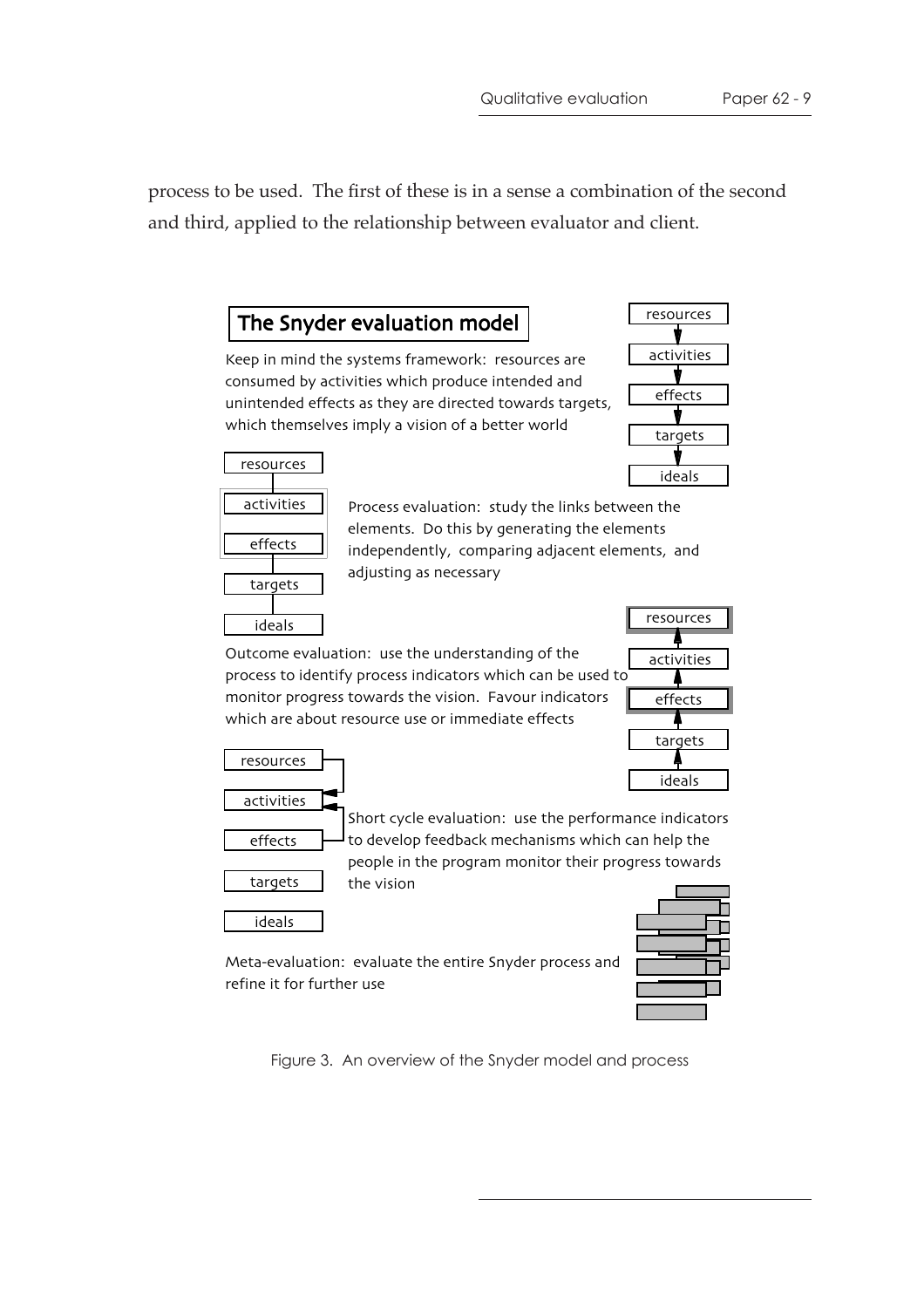process to be used. The first of these is in a sense a combination of the second and third, applied to the relationship between evaluator and client.

**The Snyder evaluation model**

Keep in mind the systems framework: resources are consumed by activities which produce intended and unintended effects as they are directed towards targets, which themselves imply a vision of a better world

resources → activities → effects → targets → ideals

Process evaluation: study the links between the elements. Do this by generating the elements independently, comparing adjacent elements, and adjusting as necessary

Outcome evaluation: use the understanding of the process to identify process indicators which can be used to monitor progress towards the vision. Favour indicators which are about resource use or immediate effects

Short cycle evaluation: use the performance indicators to develop feedback mechanisms which can help the people in the program monitor their progress towards the vision

Meta-evaluation: evaluate the entire Snyder process and refine it for further use

Figure 3. An overview of the Snyder model and process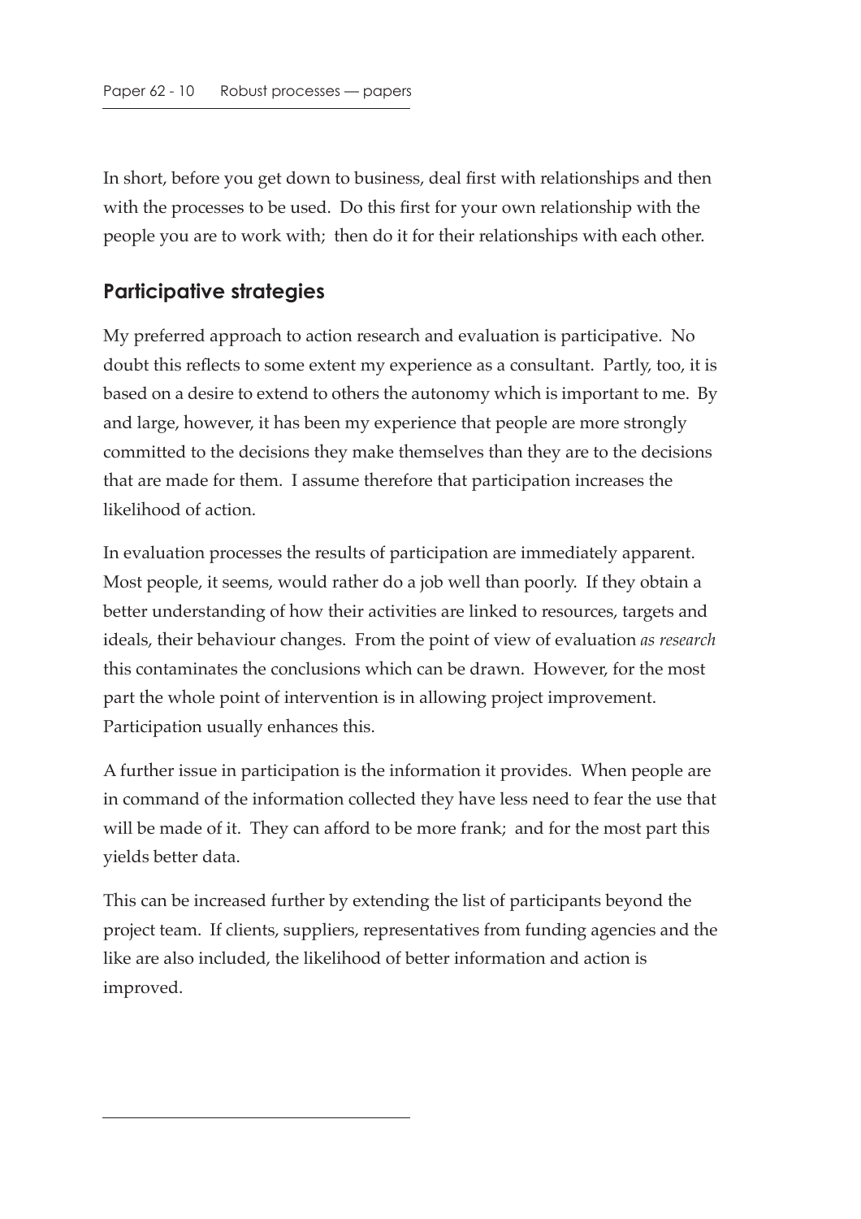In short, before you get down to business, deal first with relationships and then with the processes to be used. Do this first for your own relationship with the people you are to work with; then do it for their relationships with each other.

## Participative strategies

My preferred approach to action research and evaluation is participative. No doubt this reflects to some extent my experience as a consultant. Partly, too, it is based on a desire to extend to others the autonomy which is important to me. By and large, however, it has been my experience that people are more strongly committed to the decisions they make themselves than they are to the decisions that are made for them. I assume therefore that participation increases the likelihood of action.

In evaluation processes the results of participation are immediately apparent. Most people, it seems, would rather do a job well than poorly. If they obtain a better understanding of how their activities are linked to resources, targets and ideals, their behaviour changes. From the point of view of evaluation *as research* this contaminates the conclusions which can be drawn. However, for the most part the whole point of intervention is in allowing project improvement. Participation usually enhances this.

A further issue in participation is the information it provides. When people are in command of the information collected they have less need to fear the use that will be made of it. They can afford to be more frank; and for the most part this yields better data.

This can be increased further by extending the list of participants beyond the project team. If clients, suppliers, representatives from funding agencies and the like are also included, the likelihood of better information and action is improved.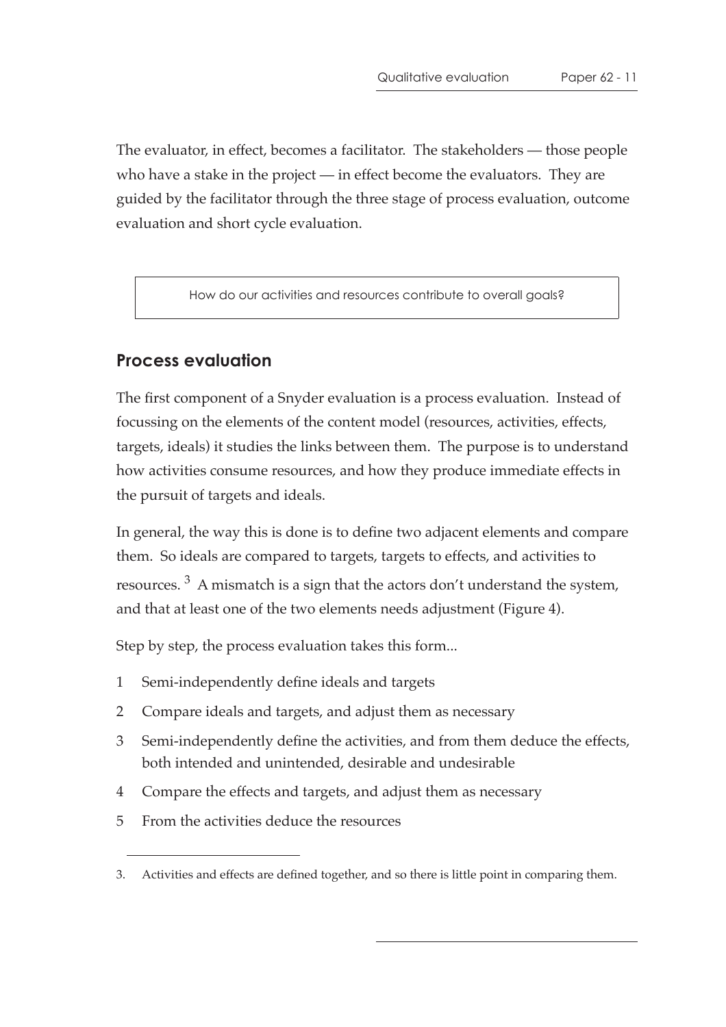The evaluator, in effect, becomes a facilitator. The stakeholders — those people who have a stake in the project — in effect become the evaluators. They are guided by the facilitator through the three stage of process evaluation, outcome evaluation and short cycle evaluation.

> How do our activities and resources contribute to overall goals?

## Process evaluation

The first component of a Snyder evaluation is a process evaluation. Instead of focussing on the elements of the content model (resources, activities, effects, targets, ideals) it studies the links between them. The purpose is to understand how activities consume resources, and how they produce immediate effects in the pursuit of targets and ideals.

In general, the way this is done is to define two adjacent elements and compare them. So ideals are compared to targets, targets to effects, and activities to resources. [3] A mismatch is a sign that the actors don't understand the system, and that at least one of the two elements needs adjustment (Figure 4).

Step by step, the process evaluation takes this form...

1. Semi-independently define ideals and targets
2. Compare ideals and targets, and adjust them as necessary
3. Semi-independently define the activities, and from them deduce the effects, both intended and unintended, desirable and undesirable
4. Compare the effects and targets, and adjust them as necessary
5. From the activities deduce the resources

---

3. Activities and effects are defined together, and so there is little point in comparing them.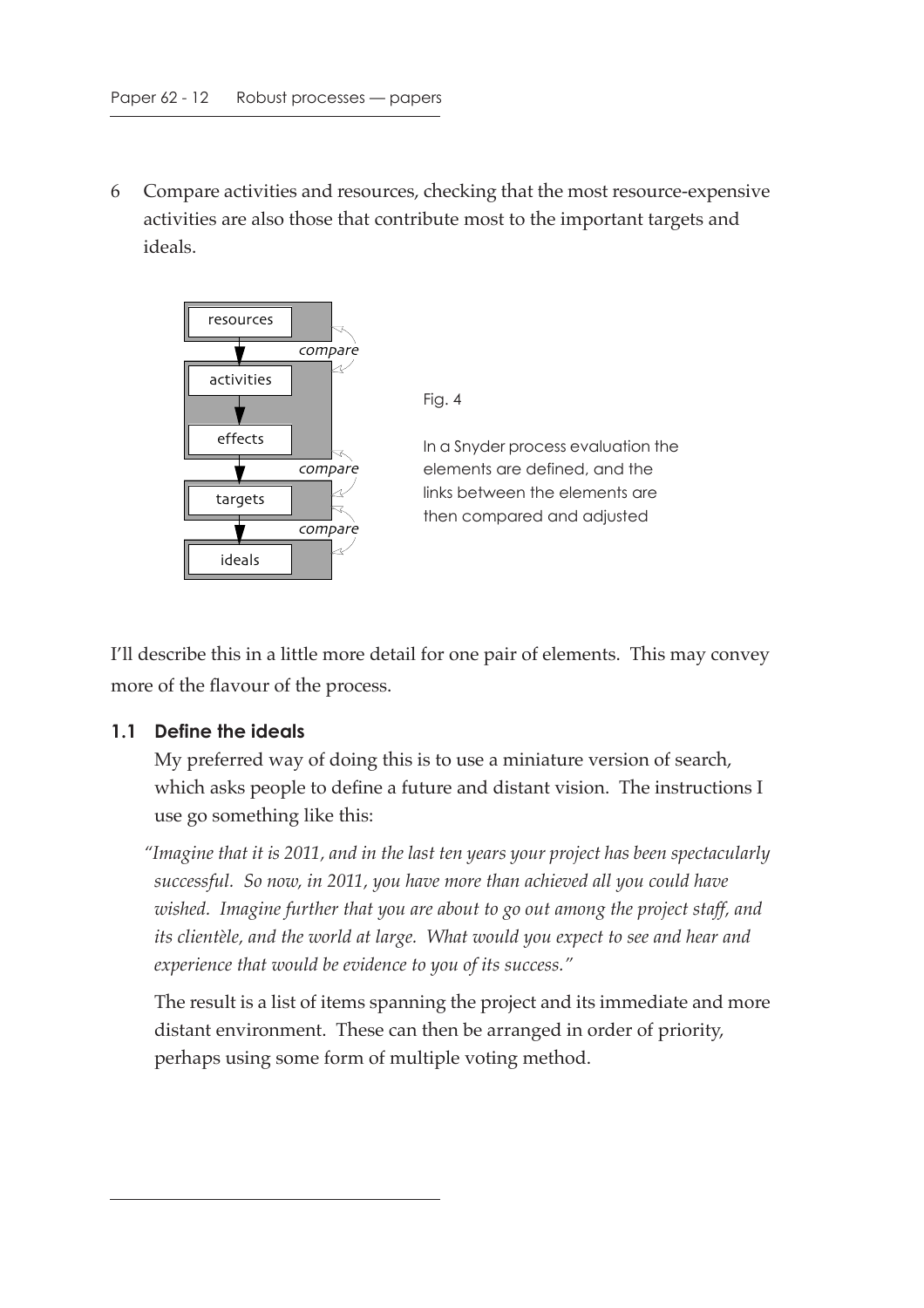6 Compare activities and resources, checking that the most resource-expensive activities are also those that contribute most to the important targets and ideals.

Fig. 4

In a Snyder process evaluation the elements are defined, and the links between the elements are then compared and adjusted

I'll describe this in a little more detail for one pair of elements. This may convey more of the flavour of the process.

### 1.1 Define the ideals

My preferred way of doing this is to use a miniature version of search, which asks people to define a future and distant vision. The instructions I use go something like this:

*"Imagine that it is 2011, and in the last ten years your project has been spectacularly successful. So now, in 2011, you have more than achieved all you could have wished. Imagine further that you are about to go out among the project staff, and its clientèle, and the world at large. What would you expect to see and hear and experience that would be evidence to you of its success."*

The result is a list of items spanning the project and its immediate and more distant environment. These can then be arranged in order of priority, perhaps using some form of multiple voting method.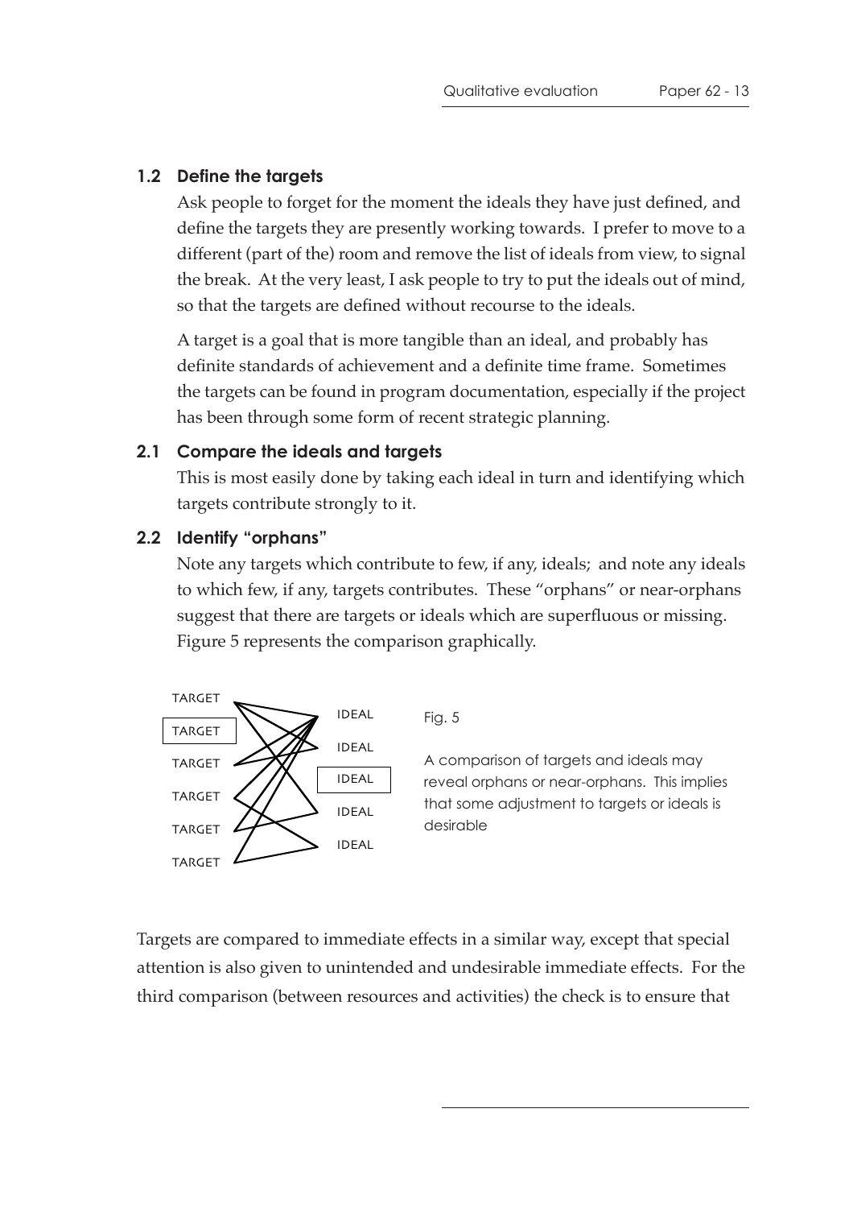### 1.2 Define the targets

Ask people to forget for the moment the ideals they have just defined, and define the targets they are presently working towards. I prefer to move to a different (part of the) room and remove the list of ideals from view, to signal the break. At the very least, I ask people to try to put the ideals out of mind, so that the targets are defined without recourse to the ideals.

A target is a goal that is more tangible than an ideal, and probably has definite standards of achievement and a definite time frame. Sometimes the targets can be found in program documentation, especially if the project has been through some form of recent strategic planning.

### 2.1 Compare the ideals and targets

This is most easily done by taking each ideal in turn and identifying which targets contribute strongly to it.

### 2.2 Identify "orphans"

Note any targets which contribute to few, if any, ideals; and note any ideals to which few, if any, targets contributes. These "orphans" or near-orphans suggest that there are targets or ideals which are superfluous or missing. Figure 5 represents the comparison graphically.

TARGET
TARGET
TARGET
TARGET
TARGET
TARGET

IDEAL
IDEAL
IDEAL
IDEAL
IDEAL

Fig. 5

A comparison of targets and ideals may reveal orphans or near-orphans. This implies that some adjustment to targets or ideals is desirable

Targets are compared to immediate effects in a similar way, except that special attention is also given to unintended and undesirable immediate effects. For the third comparison (between resources and activities) the check is to ensure that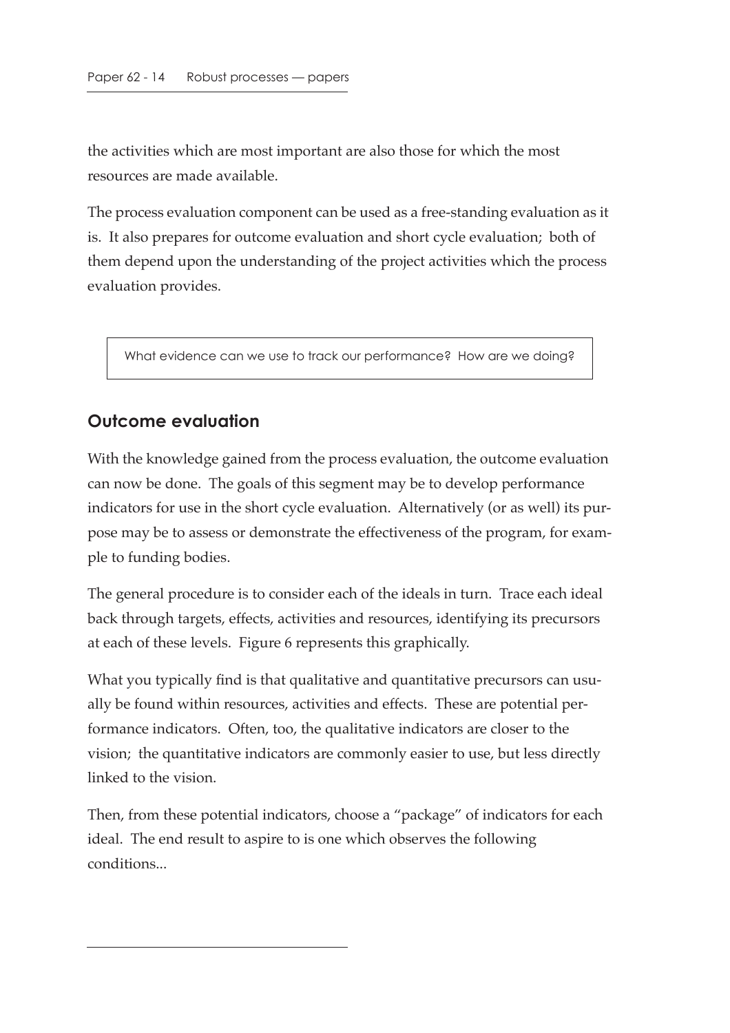the activities which are most important are also those for which the most resources are made available.

The process evaluation component can be used as a free-standing evaluation as it is. It also prepares for outcome evaluation and short cycle evaluation; both of them depend upon the understanding of the project activities which the process evaluation provides.

> What evidence can we use to track our performance? How are we doing?

## Outcome evaluation

With the knowledge gained from the process evaluation, the outcome evaluation can now be done. The goals of this segment may be to develop performance indicators for use in the short cycle evaluation. Alternatively (or as well) its purpose may be to assess or demonstrate the effectiveness of the program, for example to funding bodies.

The general procedure is to consider each of the ideals in turn. Trace each ideal back through targets, effects, activities and resources, identifying its precursors at each of these levels. Figure 6 represents this graphically.

What you typically find is that qualitative and quantitative precursors can usually be found within resources, activities and effects. These are potential performance indicators. Often, too, the qualitative indicators are closer to the vision; the quantitative indicators are commonly easier to use, but less directly linked to the vision.

Then, from these potential indicators, choose a "package" of indicators for each ideal. The end result to aspire to is one which observes the following conditions...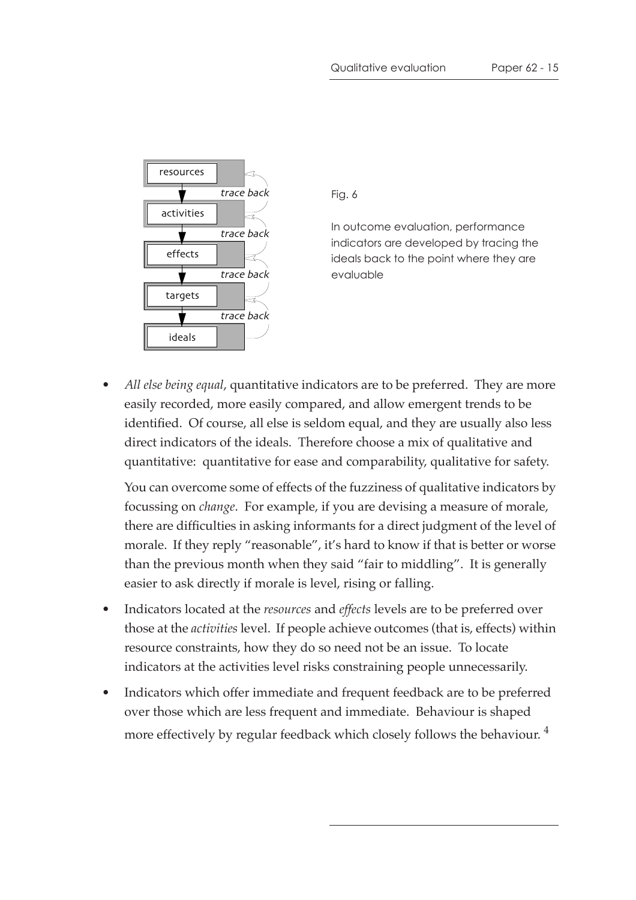Fig. 6

In outcome evaluation, performance indicators are developed by tracing the ideals back to the point where they are evaluable

- *All else being equal*, quantitative indicators are to be preferred. They are more easily recorded, more easily compared, and allow emergent trends to be identified. Of course, all else is seldom equal, and they are usually also less direct indicators of the ideals. Therefore choose a mix of qualitative and quantitative: quantitative for ease and comparability, qualitative for safety.

  You can overcome some of effects of the fuzziness of qualitative indicators by focussing on *change*. For example, if you are devising a measure of morale, there are difficulties in asking informants for a direct judgment of the level of morale. If they reply "reasonable", it's hard to know if that is better or worse than the previous month when they said "fair to middling". It is generally easier to ask directly if morale is level, rising or falling.

- Indicators located at the *resources* and *effects* levels are to be preferred over those at the *activities* level. If people achieve outcomes (that is, effects) within resource constraints, how they do so need not be an issue. To locate indicators at the activities level risks constraining people unnecessarily.

- Indicators which offer immediate and frequent feedback are to be preferred over those which are less frequent and immediate. Behaviour is shaped more effectively by regular feedback which closely follows the behaviour. [4]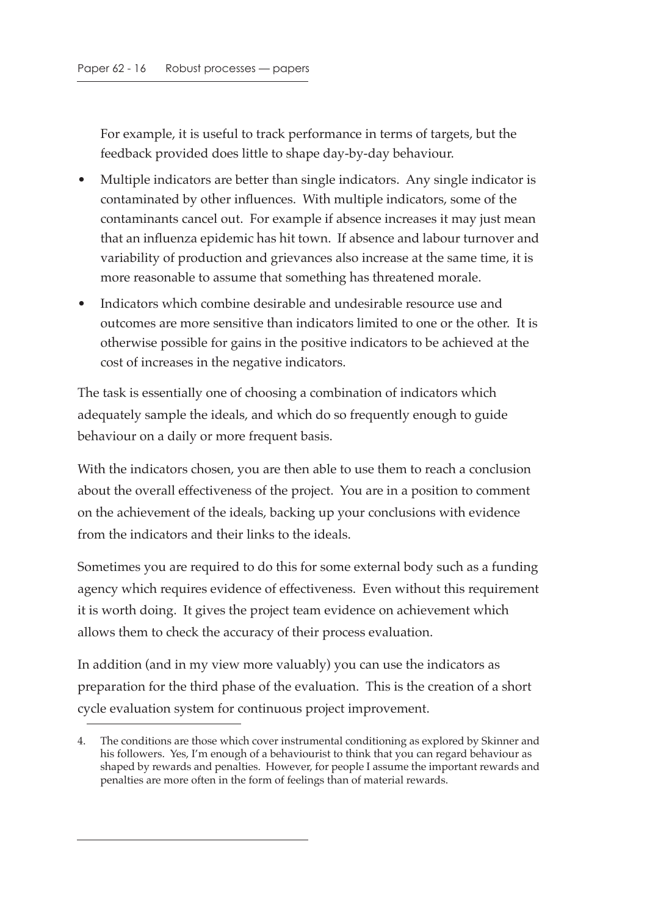For example, it is useful to track performance in terms of targets, but the feedback provided does little to shape day-by-day behaviour.

- Multiple indicators are better than single indicators. Any single indicator is contaminated by other influences. With multiple indicators, some of the contaminants cancel out. For example if absence increases it may just mean that an influenza epidemic has hit town. If absence and labour turnover and variability of production and grievances also increase at the same time, it is more reasonable to assume that something has threatened morale.
- Indicators which combine desirable and undesirable resource use and outcomes are more sensitive than indicators limited to one or the other. It is otherwise possible for gains in the positive indicators to be achieved at the cost of increases in the negative indicators.

The task is essentially one of choosing a combination of indicators which adequately sample the ideals, and which do so frequently enough to guide behaviour on a daily or more frequent basis.

With the indicators chosen, you are then able to use them to reach a conclusion about the overall effectiveness of the project. You are in a position to comment on the achievement of the ideals, backing up your conclusions with evidence from the indicators and their links to the ideals.

Sometimes you are required to do this for some external body such as a funding agency which requires evidence of effectiveness. Even without this requirement it is worth doing. It gives the project team evidence on achievement which allows them to check the accuracy of their process evaluation.

In addition (and in my view more valuably) you can use the indicators as preparation for the third phase of the evaluation. This is the creation of a short cycle evaluation system for continuous project improvement.

---

4. The conditions are those which cover instrumental conditioning as explored by Skinner and his followers. Yes, I'm enough of a behaviourist to think that you can regard behaviour as shaped by rewards and penalties. However, for people I assume the important rewards and penalties are more often in the form of feelings than of material rewards.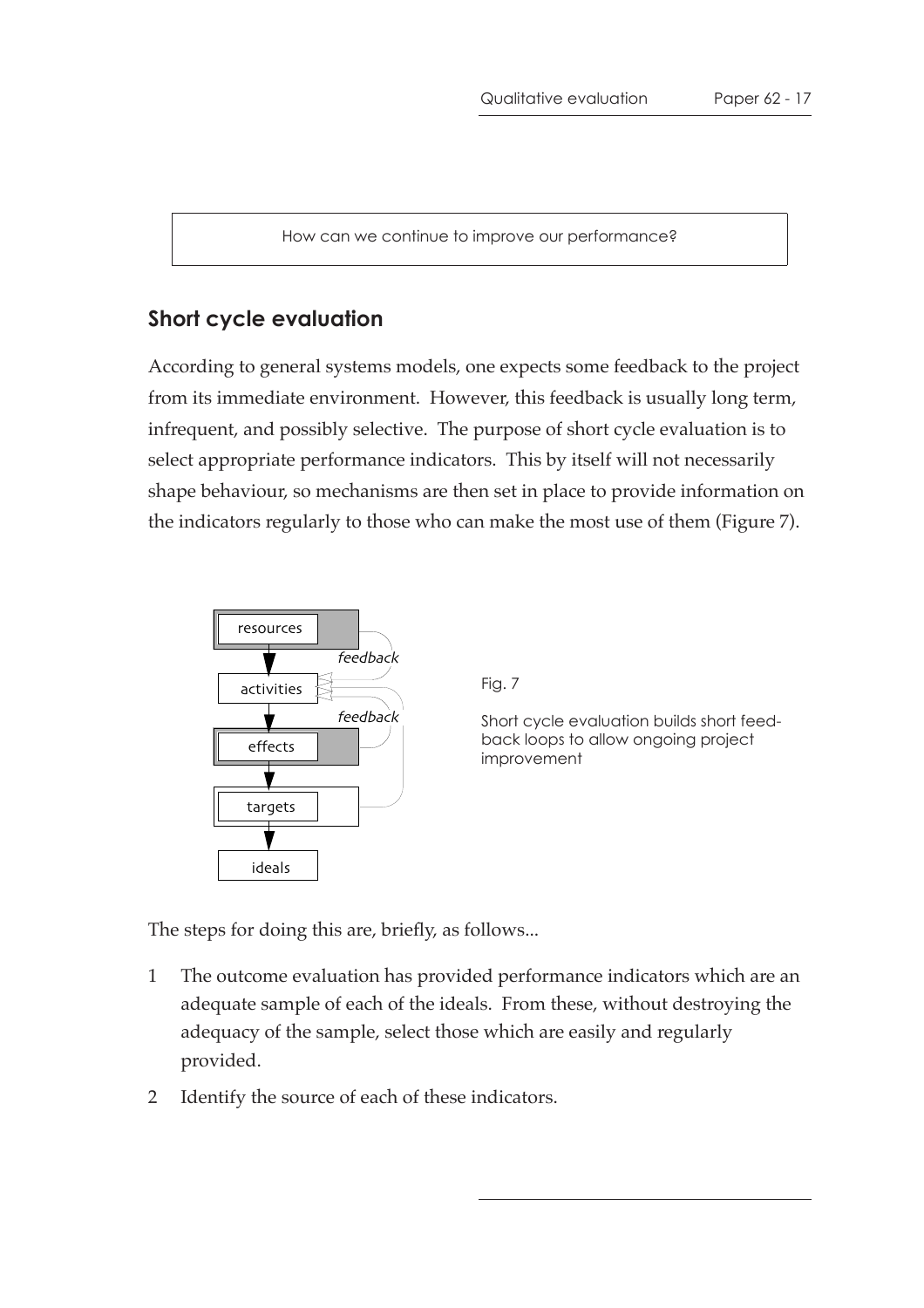How can we continue to improve our performance?

## Short cycle evaluation

According to general systems models, one expects some feedback to the project from its immediate environment. However, this feedback is usually long term, infrequent, and possibly selective. The purpose of short cycle evaluation is to select appropriate performance indicators. This by itself will not necessarily shape behaviour, so mechanisms are then set in place to provide information on the indicators regularly to those who can make the most use of them (Figure 7).

resources → activities → effects → targets → ideals (with *feedback* loops from resources and from effects/targets back to activities)

Fig. 7

Short cycle evaluation builds short feed-back loops to allow ongoing project improvement

The steps for doing this are, briefly, as follows...

1. The outcome evaluation has provided performance indicators which are an adequate sample of each of the ideals. From these, without destroying the adequacy of the sample, select those which are easily and regularly provided.
2. Identify the source of each of these indicators.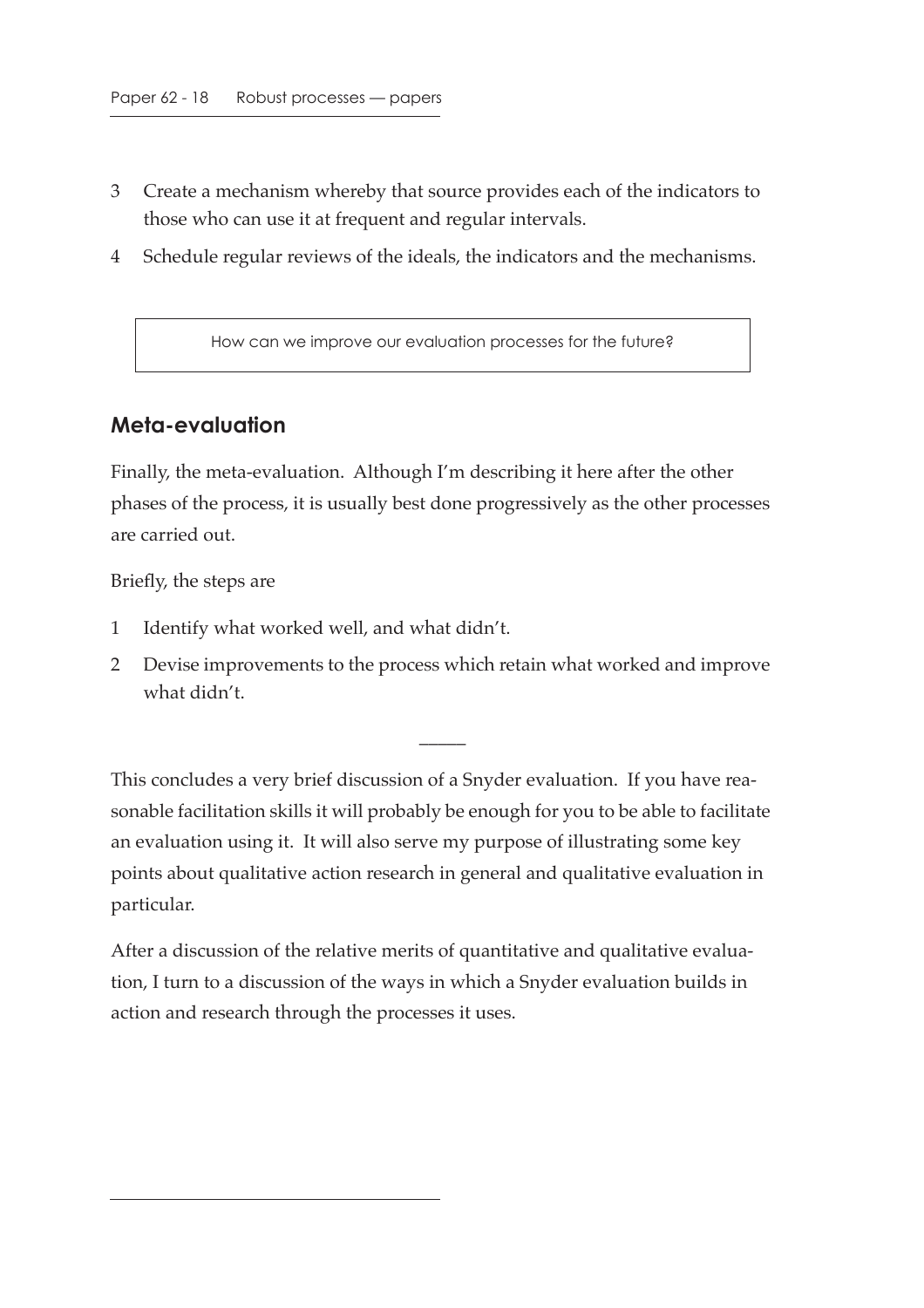3. Create a mechanism whereby that source provides each of the indicators to those who can use it at frequent and regular intervals.
4. Schedule regular reviews of the ideals, the indicators and the mechanisms.

> How can we improve our evaluation processes for the future?

## Meta-evaluation

Finally, the meta-evaluation. Although I'm describing it here after the other phases of the process, it is usually best done progressively as the other processes are carried out.

Briefly, the steps are

1. Identify what worked well, and what didn't.
2. Devise improvements to the process which retain what worked and improve what didn't.

---

This concludes a very brief discussion of a Snyder evaluation. If you have reasonable facilitation skills it will probably be enough for you to be able to facilitate an evaluation using it. It will also serve my purpose of illustrating some key points about qualitative action research in general and qualitative evaluation in particular.

After a discussion of the relative merits of quantitative and qualitative evaluation, I turn to a discussion of the ways in which a Snyder evaluation builds in action and research through the processes it uses.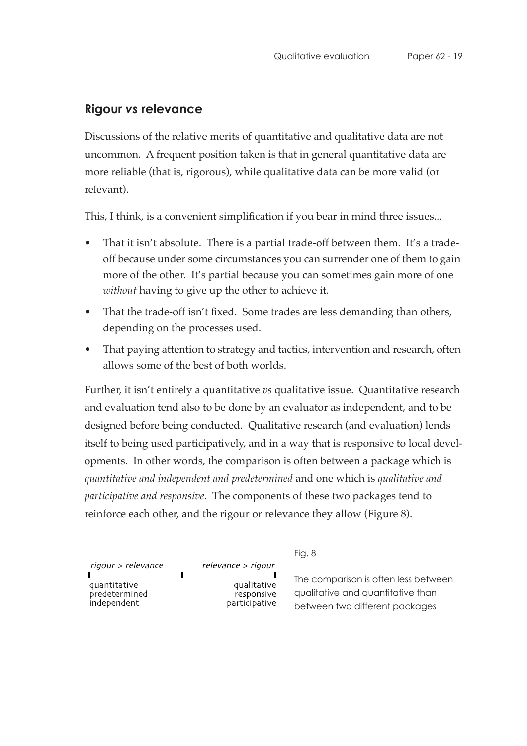## Rigour *vs* relevance

Discussions of the relative merits of quantitative and qualitative data are not uncommon. A frequent position taken is that in general quantitative data are more reliable (that is, rigorous), while qualitative data can be more valid (or relevant).

This, I think, is a convenient simplification if you bear in mind three issues...

- That it isn't absolute. There is a partial trade-off between them. It's a trade-off because under some circumstances you can surrender one of them to gain more of the other. It's partial because you can sometimes gain more of one *without* having to give up the other to achieve it.
- That the trade-off isn't fixed. Some trades are less demanding than others, depending on the processes used.
- That paying attention to strategy and tactics, intervention and research, often allows some of the best of both worlds.

Further, it isn't entirely a quantitative *vs* qualitative issue. Quantitative research and evaluation tend also to be done by an evaluator as independent, and to be designed before being conducted. Qualitative research (and evaluation) lends itself to being used participatively, and in a way that is responsive to local developments. In other words, the comparison is often between a package which is *quantitative and independent and predetermined* and one which is *qualitative and participative and responsive*. The components of these two packages tend to reinforce each other, and the rigour or relevance they allow (Figure 8).

| *rigour > relevance* | *relevance > rigour* |
|---|---|
| quantitative | qualitative |
| predetermined | responsive |
| independent | participative |

Fig. 8

The comparison is often less between qualitative and quantitative than between two different packages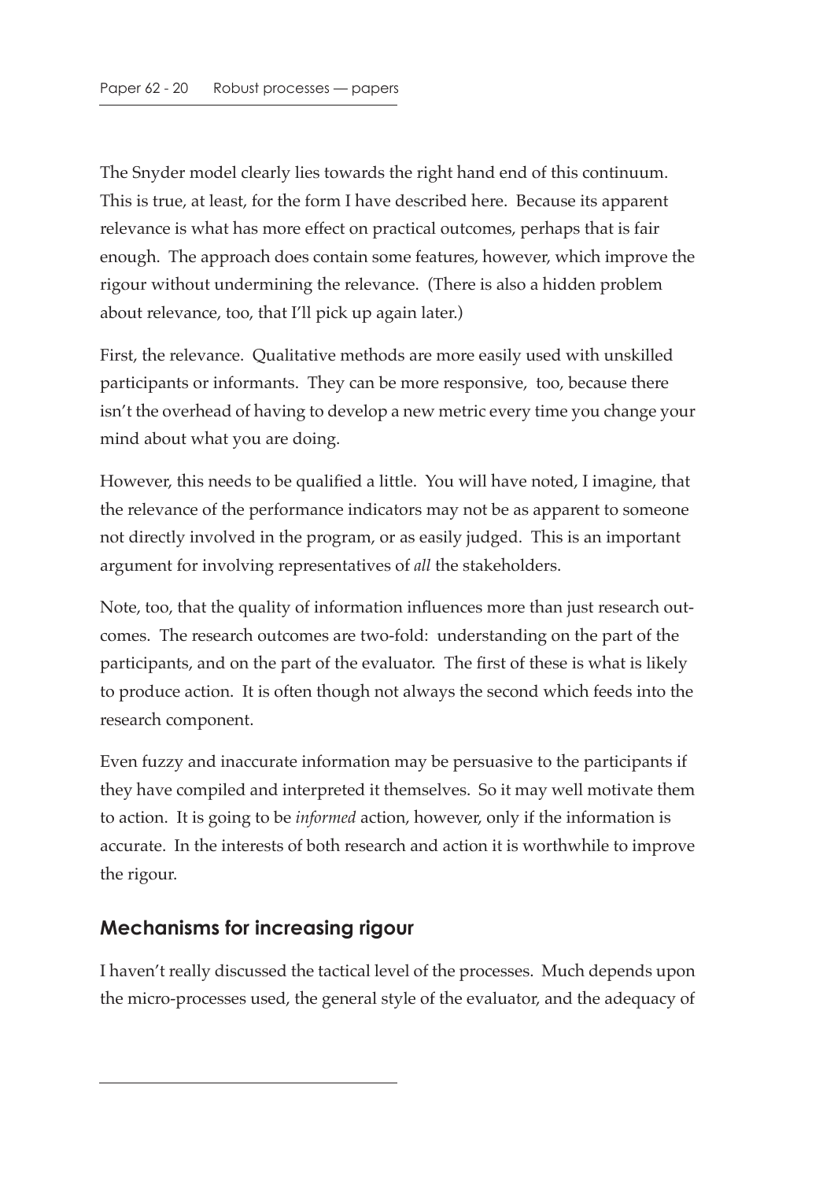The Snyder model clearly lies towards the right hand end of this continuum. This is true, at least, for the form I have described here. Because its apparent relevance is what has more effect on practical outcomes, perhaps that is fair enough. The approach does contain some features, however, which improve the rigour without undermining the relevance. (There is also a hidden problem about relevance, too, that I'll pick up again later.)

First, the relevance. Qualitative methods are more easily used with unskilled participants or informants. They can be more responsive, too, because there isn't the overhead of having to develop a new metric every time you change your mind about what you are doing.

However, this needs to be qualified a little. You will have noted, I imagine, that the relevance of the performance indicators may not be as apparent to someone not directly involved in the program, or as easily judged. This is an important argument for involving representatives of *all* the stakeholders.

Note, too, that the quality of information influences more than just research outcomes. The research outcomes are two-fold: understanding on the part of the participants, and on the part of the evaluator. The first of these is what is likely to produce action. It is often though not always the second which feeds into the research component.

Even fuzzy and inaccurate information may be persuasive to the participants if they have compiled and interpreted it themselves. So it may well motivate them to action. It is going to be *informed* action, however, only if the information is accurate. In the interests of both research and action it is worthwhile to improve the rigour.

## Mechanisms for increasing rigour

I haven't really discussed the tactical level of the processes. Much depends upon the micro-processes used, the general style of the evaluator, and the adequacy of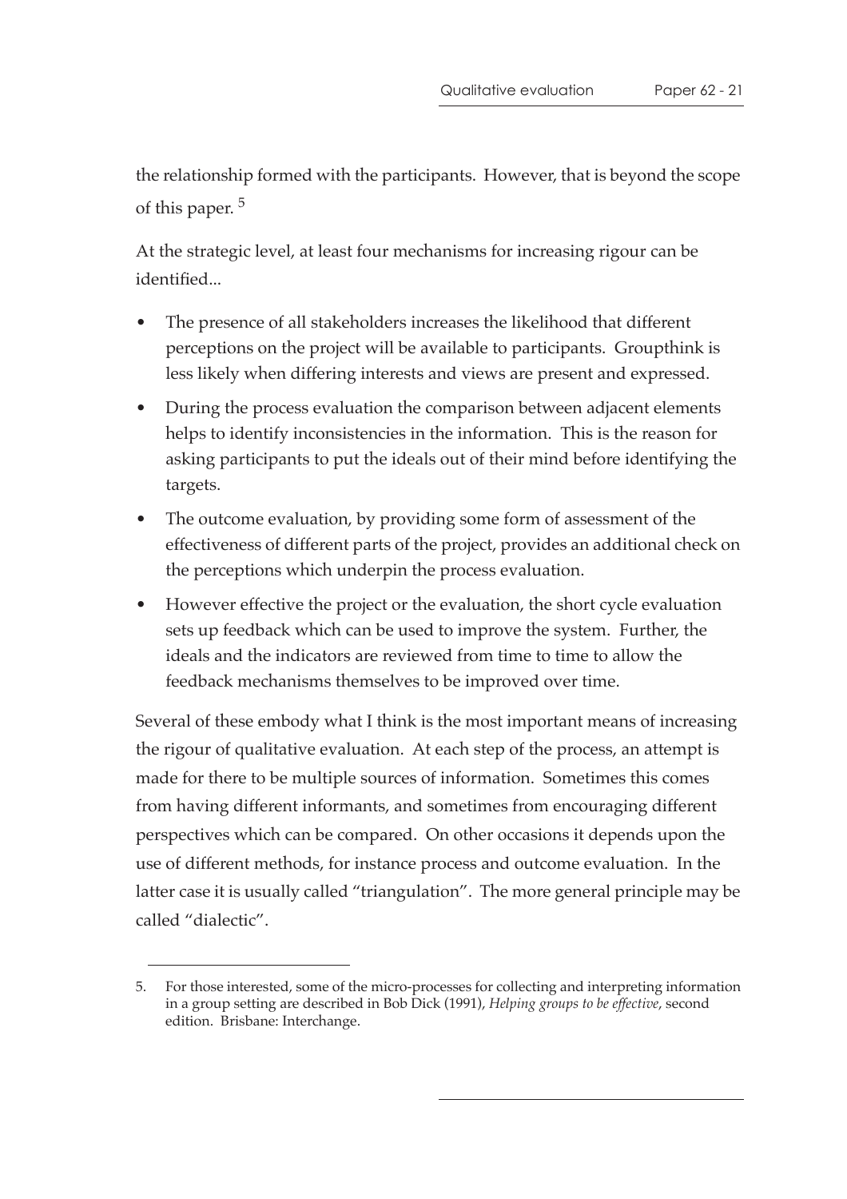the relationship formed with the participants. However, that is beyond the scope of this paper. [5]

At the strategic level, at least four mechanisms for increasing rigour can be identified...

- The presence of all stakeholders increases the likelihood that different perceptions on the project will be available to participants. Groupthink is less likely when differing interests and views are present and expressed.
- During the process evaluation the comparison between adjacent elements helps to identify inconsistencies in the information. This is the reason for asking participants to put the ideals out of their mind before identifying the targets.
- The outcome evaluation, by providing some form of assessment of the effectiveness of different parts of the project, provides an additional check on the perceptions which underpin the process evaluation.
- However effective the project or the evaluation, the short cycle evaluation sets up feedback which can be used to improve the system. Further, the ideals and the indicators are reviewed from time to time to allow the feedback mechanisms themselves to be improved over time.

Several of these embody what I think is the most important means of increasing the rigour of qualitative evaluation. At each step of the process, an attempt is made for there to be multiple sources of information. Sometimes this comes from having different informants, and sometimes from encouraging different perspectives which can be compared. On other occasions it depends upon the use of different methods, for instance process and outcome evaluation. In the latter case it is usually called "triangulation". The more general principle may be called "dialectic".

---

5. For those interested, some of the micro-processes for collecting and interpreting information in a group setting are described in Bob Dick (1991), *Helping groups to be effective*, second edition. Brisbane: Interchange.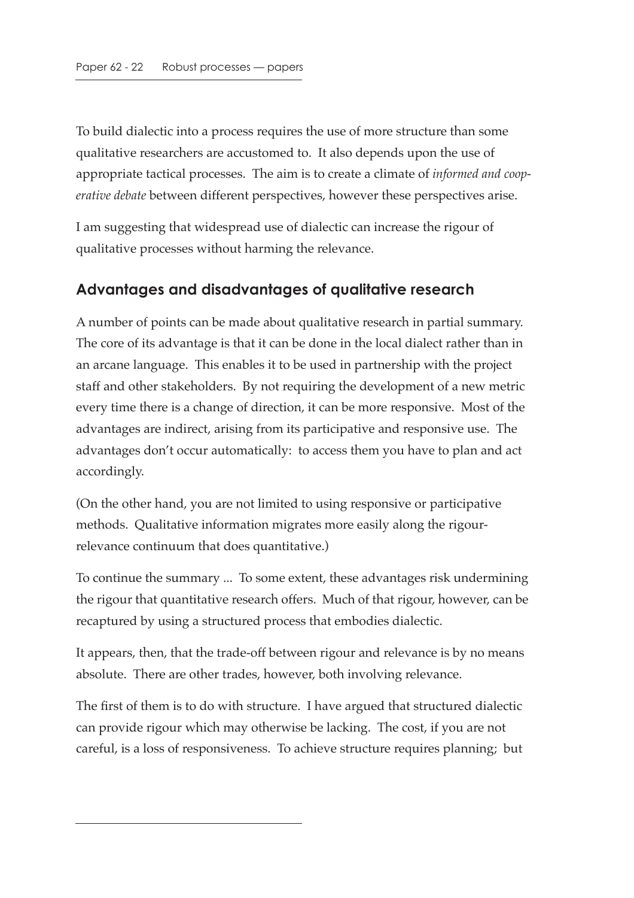To build dialectic into a process requires the use of more structure than some qualitative researchers are accustomed to. It also depends upon the use of appropriate tactical processes. The aim is to create a climate of *informed and cooperative debate* between different perspectives, however these perspectives arise.

I am suggesting that widespread use of dialectic can increase the rigour of qualitative processes without harming the relevance.

## Advantages and disadvantages of qualitative research

A number of points can be made about qualitative research in partial summary. The core of its advantage is that it can be done in the local dialect rather than in an arcane language. This enables it to be used in partnership with the project staff and other stakeholders. By not requiring the development of a new metric every time there is a change of direction, it can be more responsive. Most of the advantages are indirect, arising from its participative and responsive use. The advantages don't occur automatically: to access them you have to plan and act accordingly.

(On the other hand, you are not limited to using responsive or participative methods. Qualitative information migrates more easily along the rigour-relevance continuum that does quantitative.)

To continue the summary ... To some extent, these advantages risk undermining the rigour that quantitative research offers. Much of that rigour, however, can be recaptured by using a structured process that embodies dialectic.

It appears, then, that the trade-off between rigour and relevance is by no means absolute. There are other trades, however, both involving relevance.

The first of them is to do with structure. I have argued that structured dialectic can provide rigour which may otherwise be lacking. The cost, if you are not careful, is a loss of responsiveness. To achieve structure requires planning; but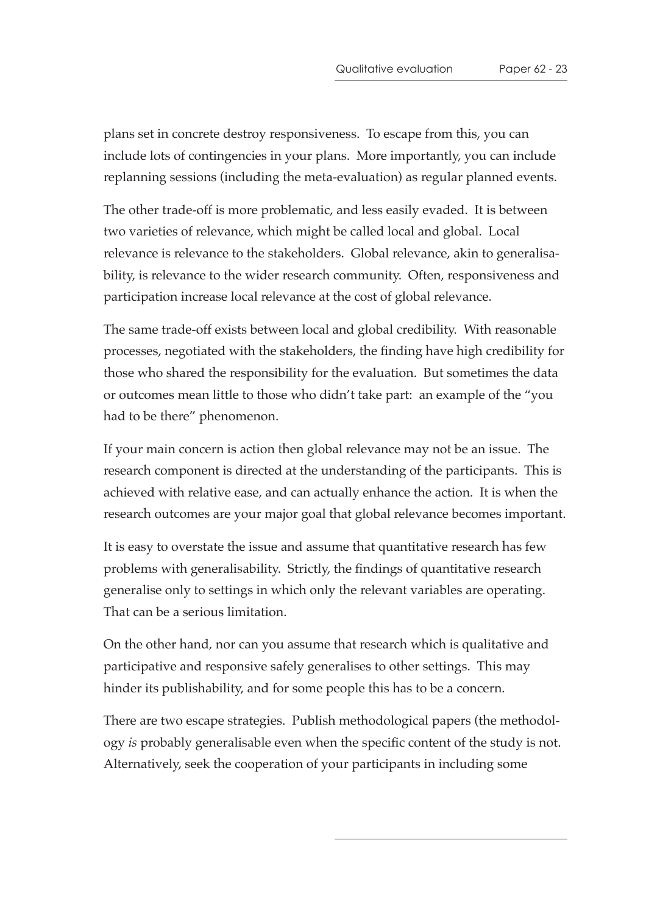plans set in concrete destroy responsiveness. To escape from this, you can include lots of contingencies in your plans. More importantly, you can include replanning sessions (including the meta-evaluation) as regular planned events.

The other trade-off is more problematic, and less easily evaded. It is between two varieties of relevance, which might be called local and global. Local relevance is relevance to the stakeholders. Global relevance, akin to generalisability, is relevance to the wider research community. Often, responsiveness and participation increase local relevance at the cost of global relevance.

The same trade-off exists between local and global credibility. With reasonable processes, negotiated with the stakeholders, the finding have high credibility for those who shared the responsibility for the evaluation. But sometimes the data or outcomes mean little to those who didn't take part: an example of the "you had to be there" phenomenon.

If your main concern is action then global relevance may not be an issue. The research component is directed at the understanding of the participants. This is achieved with relative ease, and can actually enhance the action. It is when the research outcomes are your major goal that global relevance becomes important.

It is easy to overstate the issue and assume that quantitative research has few problems with generalisability. Strictly, the findings of quantitative research generalise only to settings in which only the relevant variables are operating. That can be a serious limitation.

On the other hand, nor can you assume that research which is qualitative and participative and responsive safely generalises to other settings. This may hinder its publishability, and for some people this has to be a concern.

There are two escape strategies. Publish methodological papers (the methodology *is* probably generalisable even when the specific content of the study is not. Alternatively, seek the cooperation of your participants in including some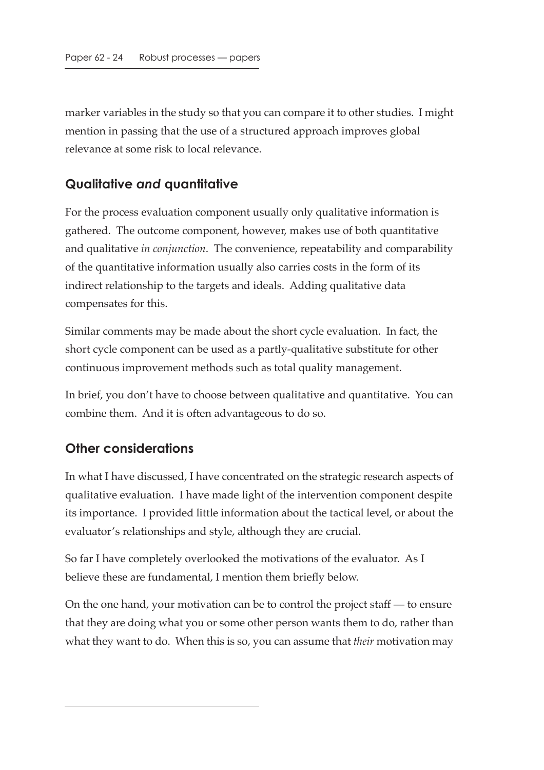marker variables in the study so that you can compare it to other studies. I might mention in passing that the use of a structured approach improves global relevance at some risk to local relevance.

## Qualitative *and* quantitative

For the process evaluation component usually only qualitative information is gathered. The outcome component, however, makes use of both quantitative and qualitative *in conjunction*. The convenience, repeatability and comparability of the quantitative information usually also carries costs in the form of its indirect relationship to the targets and ideals. Adding qualitative data compensates for this.

Similar comments may be made about the short cycle evaluation. In fact, the short cycle component can be used as a partly-qualitative substitute for other continuous improvement methods such as total quality management.

In brief, you don't have to choose between qualitative and quantitative. You can combine them. And it is often advantageous to do so.

## Other considerations

In what I have discussed, I have concentrated on the strategic research aspects of qualitative evaluation. I have made light of the intervention component despite its importance. I provided little information about the tactical level, or about the evaluator's relationships and style, although they are crucial.

So far I have completely overlooked the motivations of the evaluator. As I believe these are fundamental, I mention them briefly below.

On the one hand, your motivation can be to control the project staff — to ensure that they are doing what you or some other person wants them to do, rather than what they want to do. When this is so, you can assume that *their* motivation may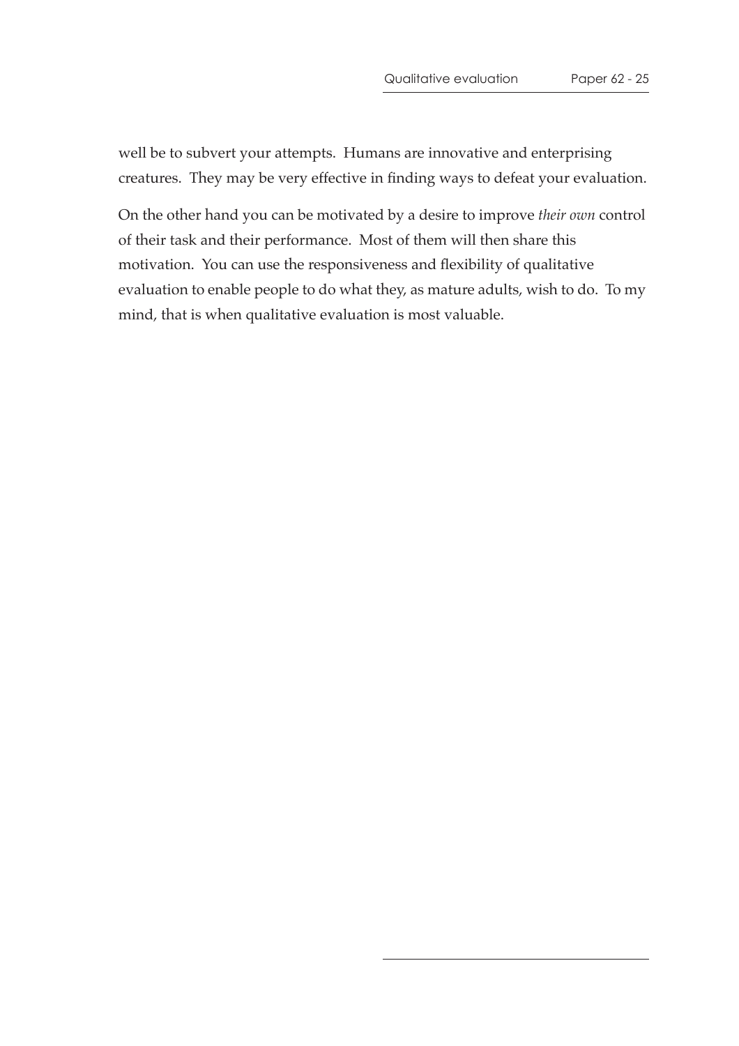well be to subvert your attempts. Humans are innovative and enterprising creatures. They may be very effective in finding ways to defeat your evaluation.

On the other hand you can be motivated by a desire to improve *their own* control of their task and their performance. Most of them will then share this motivation. You can use the responsiveness and flexibility of qualitative evaluation to enable people to do what they, as mature adults, wish to do. To my mind, that is when qualitative evaluation is most valuable.